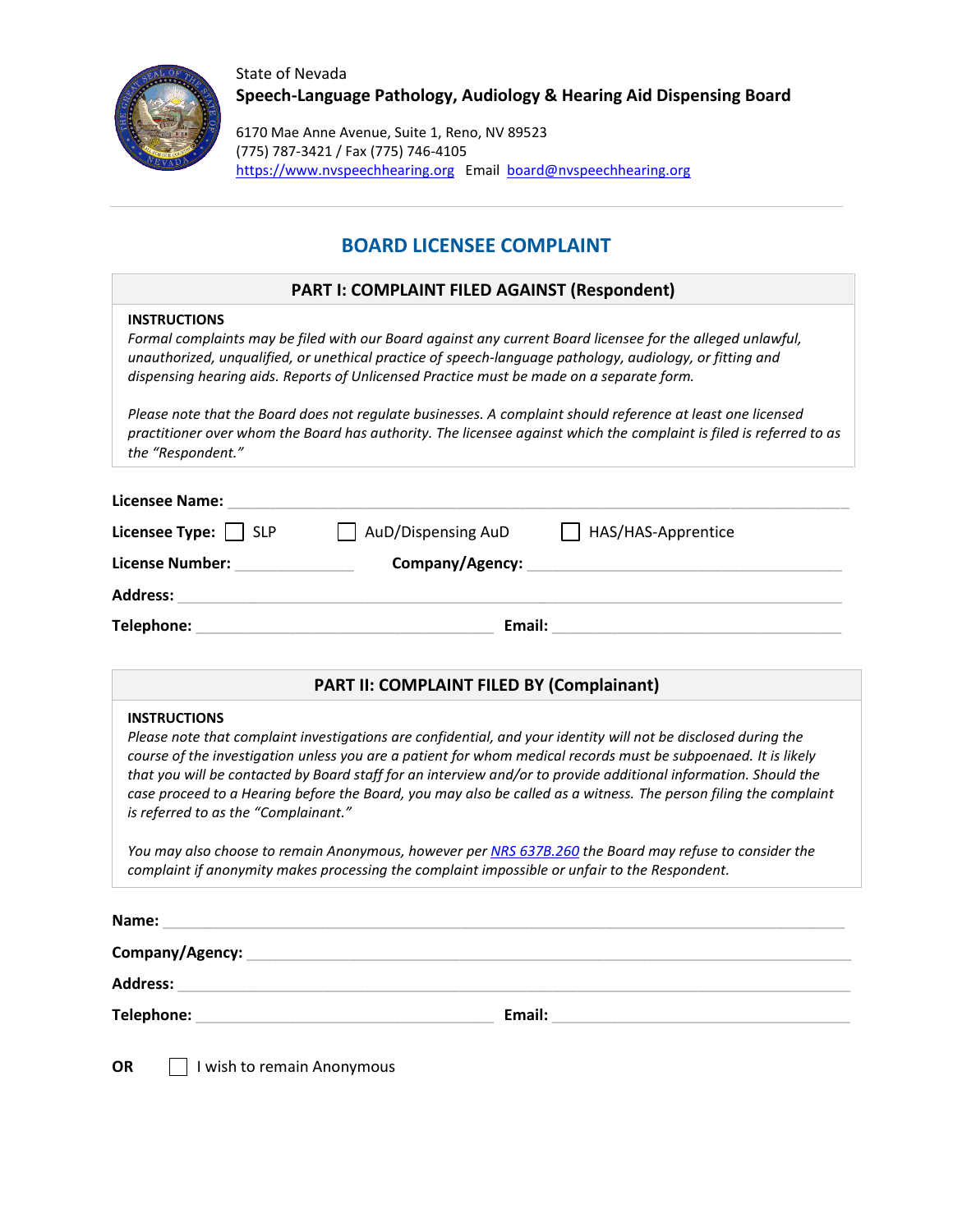State of Nevada

**Speech-Language Pathology, Audiology & Hearing Aid Dispensing Board**

6170 Mae Anne Avenue, Suite 1, Reno, NV 89523
(775) 787-3421 / Fax (775) 746-4105
https://www.nvspeechhearing.org Email board@nvspeechhearing.org

# BOARD LICENSEE COMPLAINT

## PART I: COMPLAINT FILED AGAINST (Respondent)

**INSTRUCTIONS**

*Formal complaints may be filed with our Board against any current Board licensee for the alleged unlawful, unauthorized, unqualified, or unethical practice of speech-language pathology, audiology, or fitting and dispensing hearing aids. Reports of Unlicensed Practice must be made on a separate form.*

*Please note that the Board does not regulate businesses. A complaint should reference at least one licensed practitioner over whom the Board has authority. The licensee against which the complaint is filed is referred to as the "Respondent."*

**Licensee Name:** ______________________________

**Licensee Type:** ☐ SLP ☐ AuD/Dispensing AuD ☐ HAS/HAS-Apprentice

**License Number:** ______________ **Company/Agency:** ______________________________

**Address:** ______________________________

**Telephone:** ______________________________ **Email:** ______________________________

## PART II: COMPLAINT FILED BY (Complainant)

**INSTRUCTIONS**

*Please note that complaint investigations are confidential, and your identity will not be disclosed during the course of the investigation unless you are a patient for whom medical records must be subpoenaed. It is likely that you will be contacted by Board staff for an interview and/or to provide additional information. Should the case proceed to a Hearing before the Board, you may also be called as a witness. The person filing the complaint is referred to as the "Complainant."*

*You may also choose to remain Anonymous, however per NRS 637B.260 the Board may refuse to consider the complaint if anonymity makes processing the complaint impossible or unfair to the Respondent.*

**Name:** ______________________________

**Company/Agency:** ______________________________

**Address:** ______________________________

**Telephone:** ______________________________ **Email:** ______________________________

**OR** ☐ I wish to remain Anonymous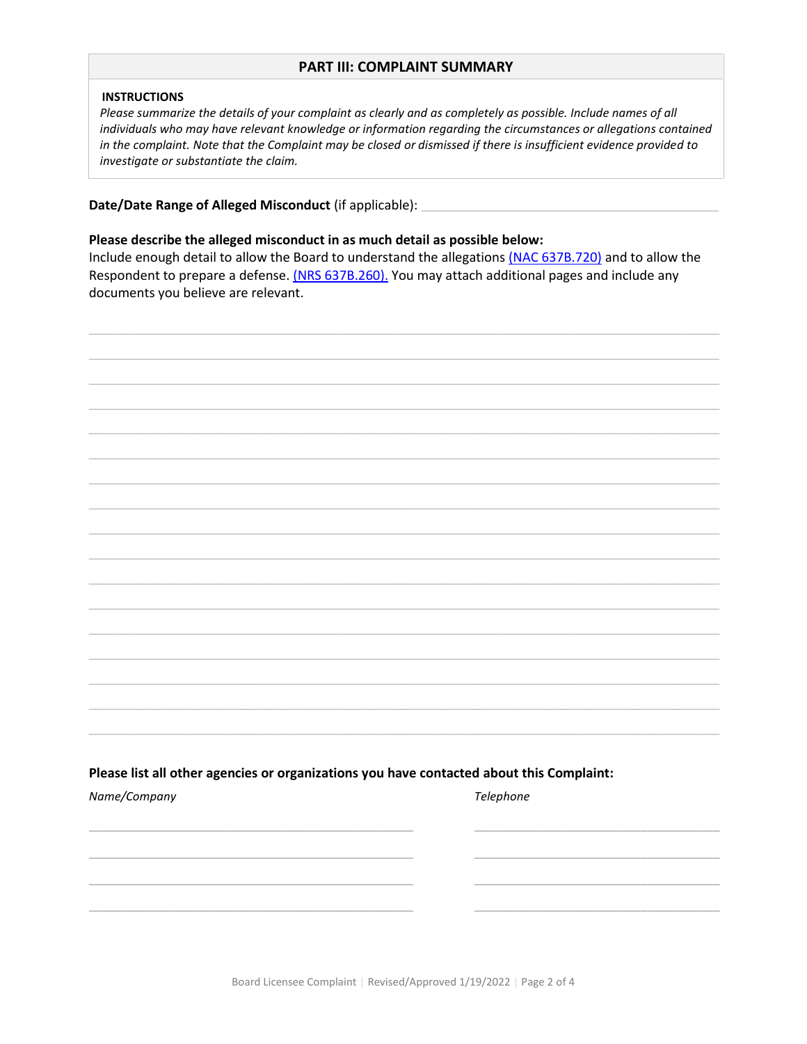## PART III: COMPLAINT SUMMARY

**INSTRUCTIONS**

*Please summarize the details of your complaint as clearly and as completely as possible. Include names of all individuals who may have relevant knowledge or information regarding the circumstances or allegations contained in the complaint. Note that the Complaint may be closed or dismissed if there is insufficient evidence provided to investigate or substantiate the claim.*

**Date/Date Range of Alleged Misconduct** (if applicable): ______________________________

**Please describe the alleged misconduct in as much detail as possible below:**

Include enough detail to allow the Board to understand the allegations (NAC 637B.720) and to allow the Respondent to prepare a defense. (NRS 637B.260). You may attach additional pages and include any documents you believe are relevant.

______________________________________________________________________________

______________________________________________________________________________

______________________________________________________________________________

______________________________________________________________________________

______________________________________________________________________________

______________________________________________________________________________

______________________________________________________________________________

______________________________________________________________________________

______________________________________________________________________________

______________________________________________________________________________

______________________________________________________________________________

______________________________________________________________________________

______________________________________________________________________________

______________________________________________________________________________

______________________________________________________________________________

______________________________________________________________________________

______________________________________________________________________________

**Please list all other agencies or organizations you have contacted about this Complaint:**

| *Name/Company* | *Telephone* |
| --- | --- |
| | |
| | |
| | |
| | |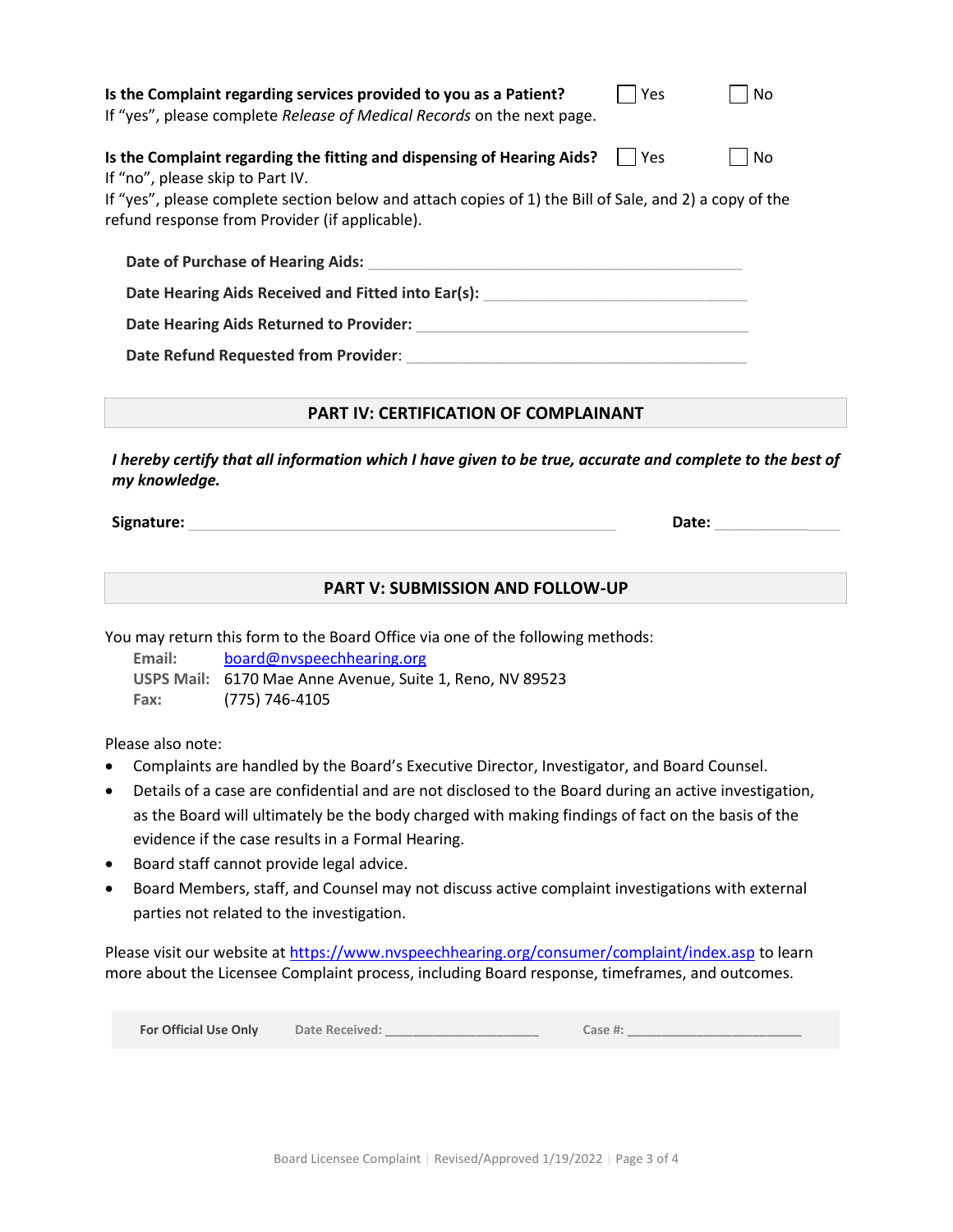**Is the Complaint regarding services provided to you as a Patient?** ☐ Yes ☐ No

If "yes", please complete *Release of Medical Records* on the next page.

**Is the Complaint regarding the fitting and dispensing of Hearing Aids?** ☐ Yes ☐ No

If "no", please skip to Part IV.

If "yes", please complete section below and attach copies of 1) the Bill of Sale, and 2) a copy of the refund response from Provider (if applicable).

**Date of Purchase of Hearing Aids:** ____________________________________________

**Date Hearing Aids Received and Fitted into Ear(s):** ______________________________

**Date Hearing Aids Returned to Provider:** ______________________________________

**Date Refund Requested from Provider**: ______________________________________

## PART IV: CERTIFICATION OF COMPLAINANT

***I hereby certify that all information which I have given to be true, accurate and complete to the best of my knowledge.***

**Signature:** ________________________________________________ **Date:** ________________

## PART V: SUBMISSION AND FOLLOW-UP

You may return this form to the Board Office via one of the following methods:

**Email:** board@nvspeechhearing.org
**USPS Mail:** 6170 Mae Anne Avenue, Suite 1, Reno, NV 89523
**Fax:** (775) 746-4105

Please also note:

- Complaints are handled by the Board's Executive Director, Investigator, and Board Counsel.
- Details of a case are confidential and are not disclosed to the Board during an active investigation, as the Board will ultimately be the body charged with making findings of fact on the basis of the evidence if the case results in a Formal Hearing.
- Board staff cannot provide legal advice.
- Board Members, staff, and Counsel may not discuss active complaint investigations with external parties not related to the investigation.

Please visit our website at https://www.nvspeechhearing.org/consumer/complaint/index.asp to learn more about the Licensee Complaint process, including Board response, timeframes, and outcomes.

**For Official Use Only** Date Received: ______________________ Case #: ________________________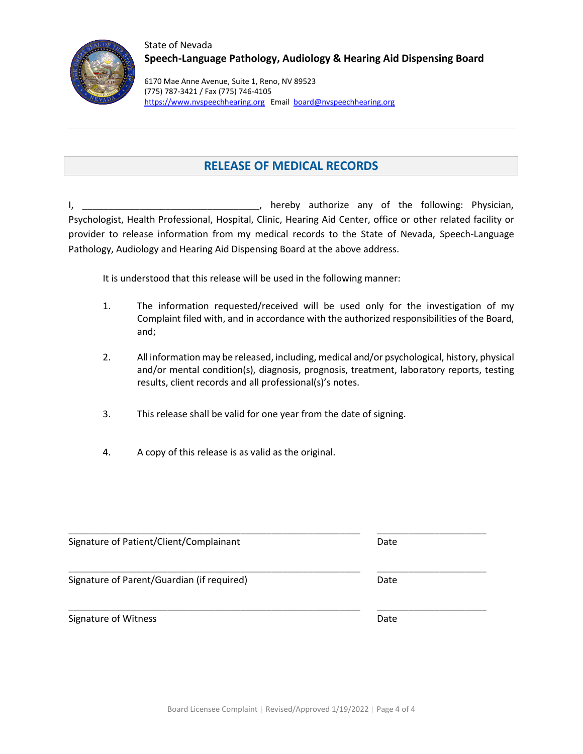State of Nevada
**Speech-Language Pathology, Audiology & Hearing Aid Dispensing Board**

6170 Mae Anne Avenue, Suite 1, Reno, NV 89523
(775) 787-3421 / Fax (775) 746-4105
https://www.nvspeechhearing.org Email board@nvspeechhearing.org

## RELEASE OF MEDICAL RECORDS

I, __________________________________, hereby authorize any of the following: Physician, Psychologist, Health Professional, Hospital, Clinic, Hearing Aid Center, office or other related facility or provider to release information from my medical records to the State of Nevada, Speech-Language Pathology, Audiology and Hearing Aid Dispensing Board at the above address.

It is understood that this release will be used in the following manner:

1. The information requested/received will be used only for the investigation of my Complaint filed with, and in accordance with the authorized responsibilities of the Board, and;

2. All information may be released, including, medical and/or psychological, history, physical and/or mental condition(s), diagnosis, prognosis, treatment, laboratory reports, testing results, client records and all professional(s)'s notes.

3. This release shall be valid for one year from the date of signing.

4. A copy of this release is as valid as the original.

_____________________________________________ _________________
Signature of Patient/Client/Complainant Date

_____________________________________________ _________________
Signature of Parent/Guardian (if required) Date

_____________________________________________ _________________
Signature of Witness Date